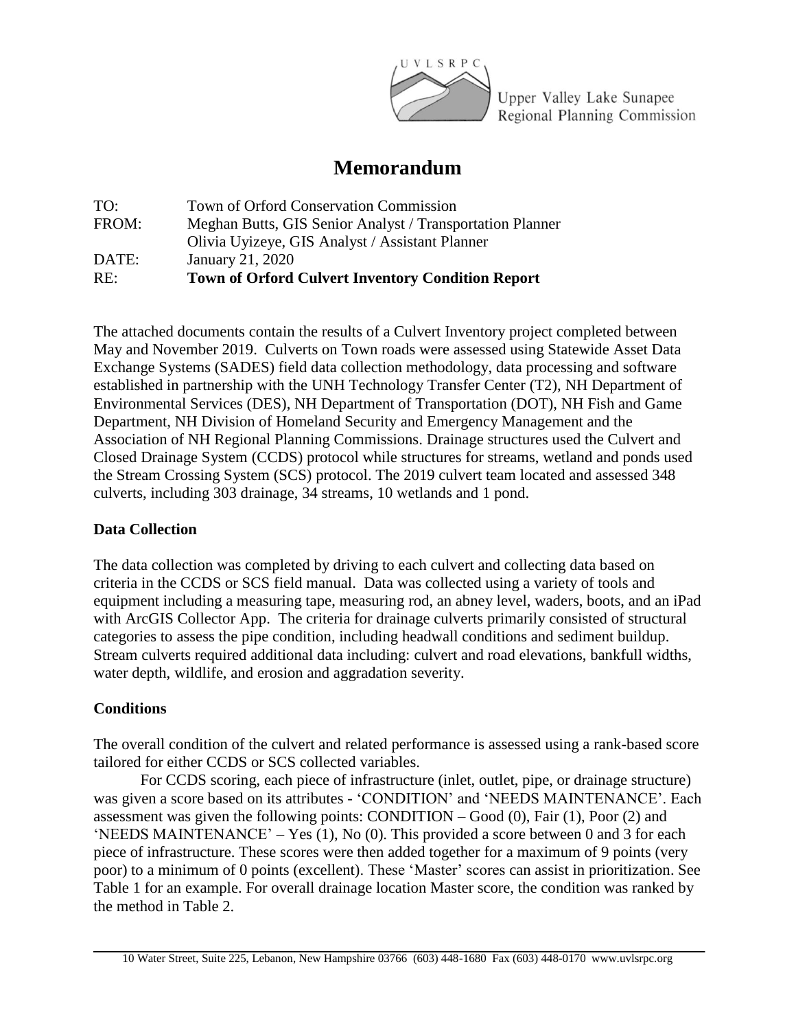UVLSRPC

Upper Valley Lake Sunapee Regional Planning Commission

# Memorandum

| | |
|---|---|
| TO: | Town of Orford Conservation Commission |
| FROM: | Meghan Butts, GIS Senior Analyst / Transportation Planner |
| | Olivia Uyizeye, GIS Analyst / Assistant Planner |
| DATE: | January 21, 2020 |
| RE: | **Town of Orford Culvert Inventory Condition Report** |

The attached documents contain the results of a Culvert Inventory project completed between May and November 2019. Culverts on Town roads were assessed using Statewide Asset Data Exchange Systems (SADES) field data collection methodology, data processing and software established in partnership with the UNH Technology Transfer Center (T2), NH Department of Environmental Services (DES), NH Department of Transportation (DOT), NH Fish and Game Department, NH Division of Homeland Security and Emergency Management and the Association of NH Regional Planning Commissions. Drainage structures used the Culvert and Closed Drainage System (CCDS) protocol while structures for streams, wetland and ponds used the Stream Crossing System (SCS) protocol. The 2019 culvert team located and assessed 348 culverts, including 303 drainage, 34 streams, 10 wetlands and 1 pond.

## Data Collection

The data collection was completed by driving to each culvert and collecting data based on criteria in the CCDS or SCS field manual. Data was collected using a variety of tools and equipment including a measuring tape, measuring rod, an abney level, waders, boots, and an iPad with ArcGIS Collector App. The criteria for drainage culverts primarily consisted of structural categories to assess the pipe condition, including headwall conditions and sediment buildup. Stream culverts required additional data including: culvert and road elevations, bankfull widths, water depth, wildlife, and erosion and aggradation severity.

## Conditions

The overall condition of the culvert and related performance is assessed using a rank-based score tailored for either CCDS or SCS collected variables.

For CCDS scoring, each piece of infrastructure (inlet, outlet, pipe, or drainage structure) was given a score based on its attributes - 'CONDITION' and 'NEEDS MAINTENANCE'. Each assessment was given the following points: CONDITION – Good (0), Fair (1), Poor (2) and 'NEEDS MAINTENANCE' – Yes (1), No (0). This provided a score between 0 and 3 for each piece of infrastructure. These scores were then added together for a maximum of 9 points (very poor) to a minimum of 0 points (excellent). These 'Master' scores can assist in prioritization. See Table 1 for an example. For overall drainage location Master score, the condition was ranked by the method in Table 2.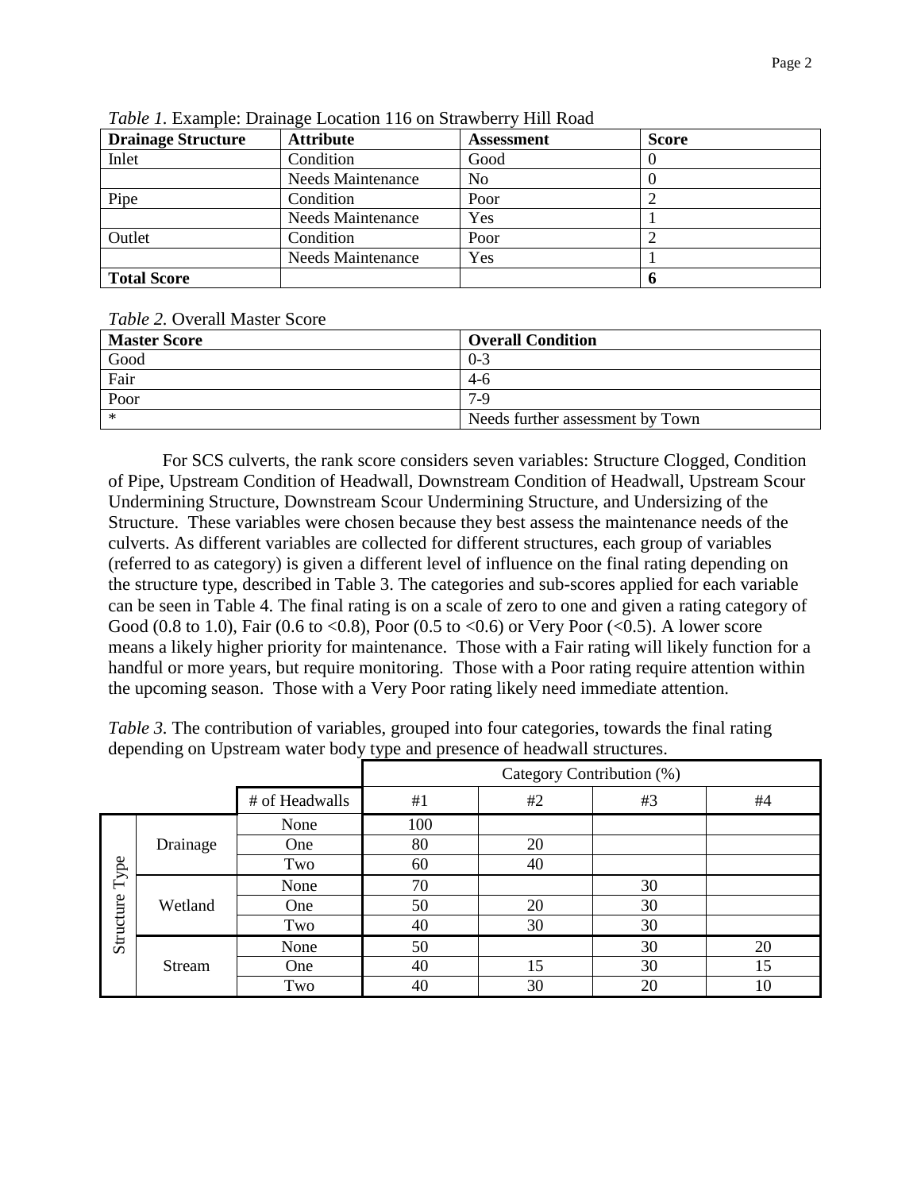*Table 1.* Example: Drainage Location 116 on Strawberry Hill Road

| Drainage Structure | Attribute | Assessment | Score |
|---|---|---|---|
| Inlet | Condition | Good | 0 |
| | Needs Maintenance | No | 0 |
| Pipe | Condition | Poor | 2 |
| | Needs Maintenance | Yes | 1 |
| Outlet | Condition | Poor | 2 |
| | Needs Maintenance | Yes | 1 |
| **Total Score** | | | **6** |

*Table 2.* Overall Master Score

| Master Score | Overall Condition |
|---|---|
| Good | 0-3 |
| Fair | 4-6 |
| Poor | 7-9 |
| * | Needs further assessment by Town |

For SCS culverts, the rank score considers seven variables: Structure Clogged, Condition of Pipe, Upstream Condition of Headwall, Downstream Condition of Headwall, Upstream Scour Undermining Structure, Downstream Scour Undermining Structure, and Undersizing of the Structure. These variables were chosen because they best assess the maintenance needs of the culverts. As different variables are collected for different structures, each group of variables (referred to as category) is given a different level of influence on the final rating depending on the structure type, described in Table 3. The categories and sub-scores applied for each variable can be seen in Table 4. The final rating is on a scale of zero to one and given a rating category of Good (0.8 to 1.0), Fair (0.6 to <0.8), Poor (0.5 to <0.6) or Very Poor (<0.5). A lower score means a likely higher priority for maintenance. Those with a Fair rating will likely function for a handful or more years, but require monitoring. Those with a Poor rating require attention within the upcoming season. Those with a Very Poor rating likely need immediate attention.

*Table 3.* The contribution of variables, grouped into four categories, towards the final rating depending on Upstream water body type and presence of headwall structures.

| | | | Category Contribution (%) | | | |
|---|---|---|---|---|---|---|
| | | # of Headwalls | #1 | #2 | #3 | #4 |
| Structure Type | Drainage | None | 100 | | | |
| | | One | 80 | 20 | | |
| | | Two | 60 | 40 | | |
| | Wetland | None | 70 | | 30 | |
| | | One | 50 | 20 | 30 | |
| | | Two | 40 | 30 | 30 | |
| | Stream | None | 50 | | 30 | 20 |
| | | One | 40 | 15 | 30 | 15 |
| | | Two | 40 | 30 | 20 | 10 |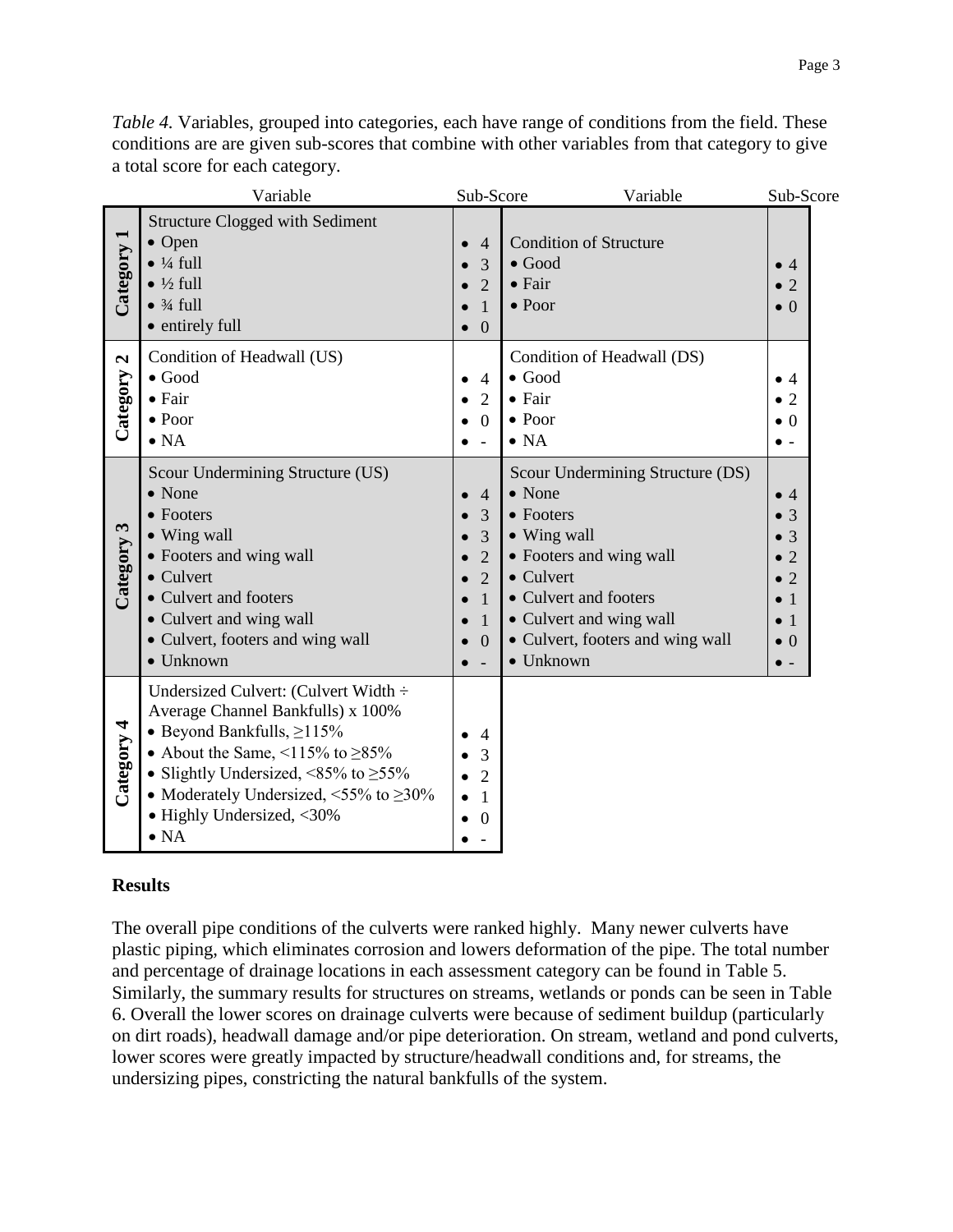*Table 4.* Variables, grouped into categories, each have range of conditions from the field. These conditions are are given sub-scores that combine with other variables from that category to give a total score for each category.

| | Variable | Sub-Score | Variable | Sub-Score |
|---|---|---|---|---|
| **Category 1** | Structure Clogged with Sediment<br>• Open<br>• ¼ full<br>• ½ full<br>• ¾ full<br>• entirely full | <br>• 4<br>• 3<br>• 2<br>• 1<br>• 0 | Condition of Structure<br>• Good<br>• Fair<br>• Poor | <br>• 4<br>• 2<br>• 0 |
| **Category 2** | Condition of Headwall (US)<br>• Good<br>• Fair<br>• Poor<br>• NA | <br>• 4<br>• 2<br>• 0<br>• - | Condition of Headwall (DS)<br>• Good<br>• Fair<br>• Poor<br>• NA | <br>• 4<br>• 2<br>• 0<br>• - |
| **Category 3** | Scour Undermining Structure (US)<br>• None<br>• Footers<br>• Wing wall<br>• Footers and wing wall<br>• Culvert<br>• Culvert and footers<br>• Culvert and wing wall<br>• Culvert, footers and wing wall<br>• Unknown | <br>• 4<br>• 3<br>• 3<br>• 2<br>• 2<br>• 1<br>• 1<br>• 0<br>• - | Scour Undermining Structure (DS)<br>• None<br>• Footers<br>• Wing wall<br>• Footers and wing wall<br>• Culvert<br>• Culvert and footers<br>• Culvert and wing wall<br>• Culvert, footers and wing wall<br>• Unknown | <br>• 4<br>• 3<br>• 3<br>• 2<br>• 2<br>• 1<br>• 1<br>• 0<br>• - |
| **Category 4** | Undersized Culvert: (Culvert Width ÷ Average Channel Bankfulls) x 100%<br>• Beyond Bankfulls, ≥115%<br>• About the Same, <115% to ≥85%<br>• Slightly Undersized, <85% to ≥55%<br>• Moderately Undersized, <55% to ≥30%<br>• Highly Undersized, <30%<br>• NA | <br>• 4<br>• 3<br>• 2<br>• 1<br>• 0<br>• - | | |

## Results

The overall pipe conditions of the culverts were ranked highly. Many newer culverts have plastic piping, which eliminates corrosion and lowers deformation of the pipe. The total number and percentage of drainage locations in each assessment category can be found in Table 5. Similarly, the summary results for structures on streams, wetlands or ponds can be seen in Table 6. Overall the lower scores on drainage culverts were because of sediment buildup (particularly on dirt roads), headwall damage and/or pipe deterioration. On stream, wetland and pond culverts, lower scores were greatly impacted by structure/headwall conditions and, for streams, the undersizing pipes, constricting the natural bankfulls of the system.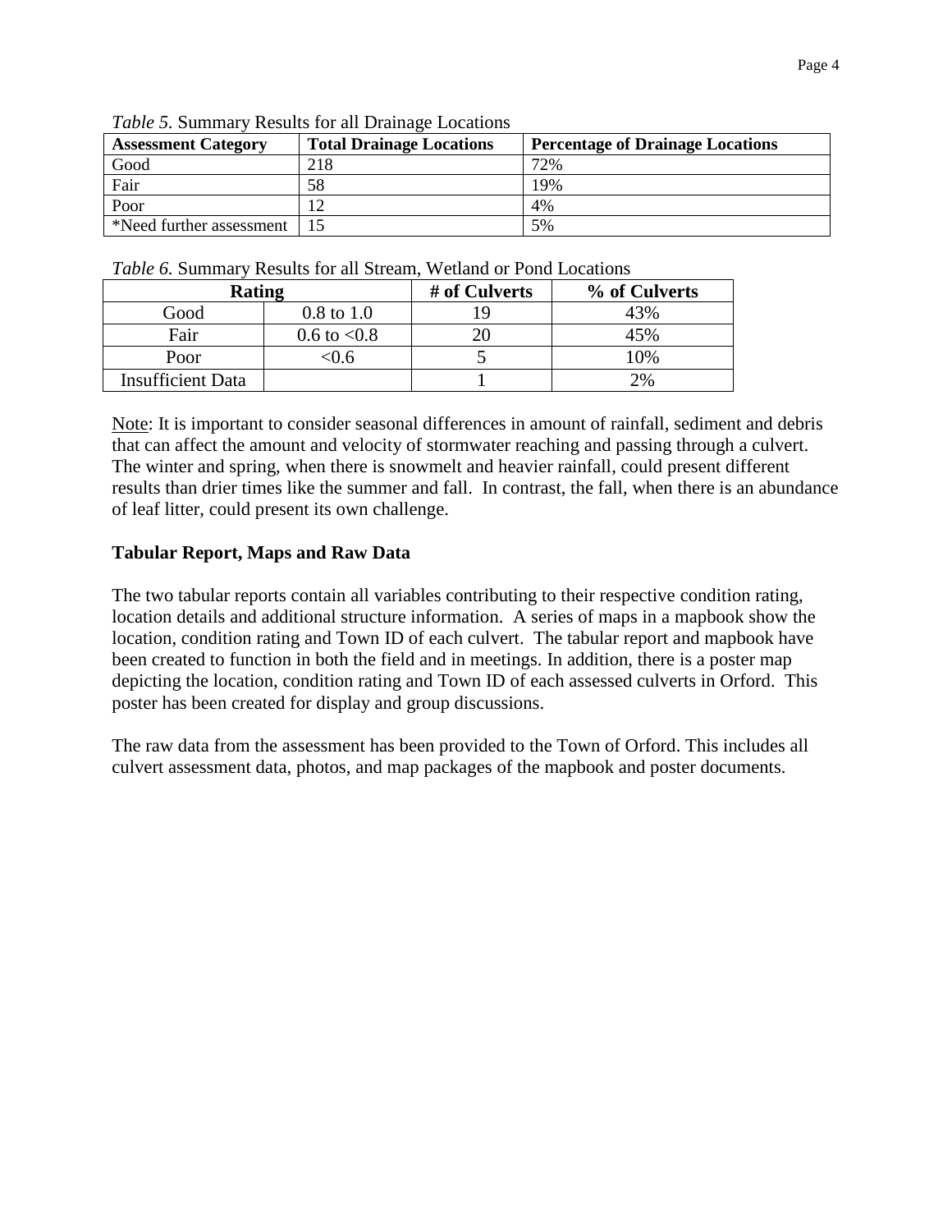*Table 5.* Summary Results for all Drainage Locations

| Assessment Category | Total Drainage Locations | Percentage of Drainage Locations |
|---|---|---|
| Good | 218 | 72% |
| Fair | 58 | 19% |
| Poor | 12 | 4% |
| *Need further assessment | 15 | 5% |

*Table 6.* Summary Results for all Stream, Wetland or Pond Locations

| Rating | | # of Culverts | % of Culverts |
|---|---|---|---|
| Good | 0.8 to 1.0 | 19 | 43% |
| Fair | 0.6 to <0.8 | 20 | 45% |
| Poor | <0.6 | 5 | 10% |
| Insufficient Data | | 1 | 2% |

Note: It is important to consider seasonal differences in amount of rainfall, sediment and debris that can affect the amount and velocity of stormwater reaching and passing through a culvert. The winter and spring, when there is snowmelt and heavier rainfall, could present different results than drier times like the summer and fall. In contrast, the fall, when there is an abundance of leaf litter, could present its own challenge.

**Tabular Report, Maps and Raw Data**

The two tabular reports contain all variables contributing to their respective condition rating, location details and additional structure information. A series of maps in a mapbook show the location, condition rating and Town ID of each culvert. The tabular report and mapbook have been created to function in both the field and in meetings. In addition, there is a poster map depicting the location, condition rating and Town ID of each assessed culverts in Orford. This poster has been created for display and group discussions.

The raw data from the assessment has been provided to the Town of Orford. This includes all culvert assessment data, photos, and map packages of the mapbook and poster documents.